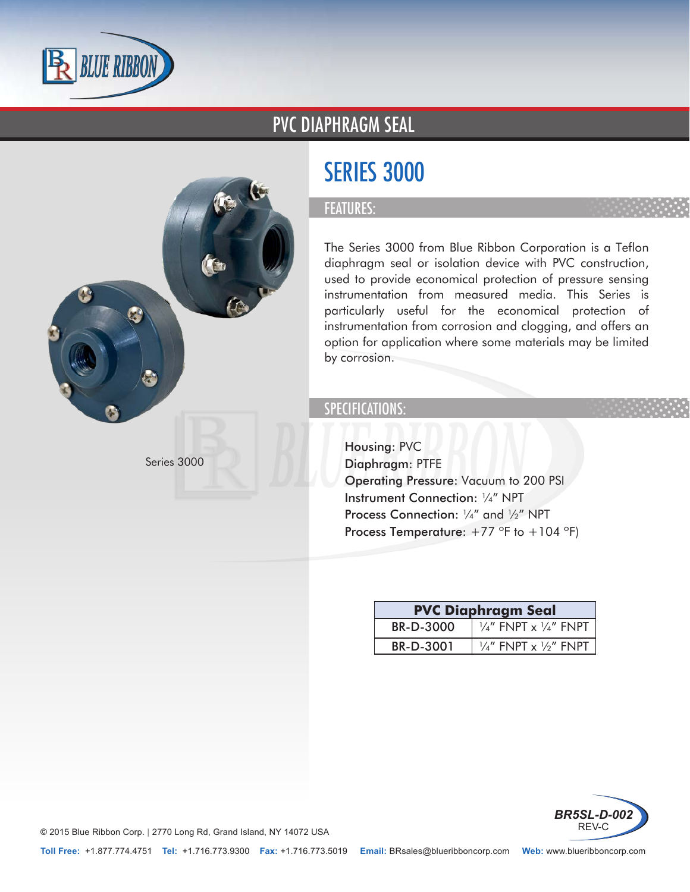# PVC DIAPHRAGM SEAL

Series 3000

## SERIES 3000

### FEATURES:

The Series 3000 from Blue Ribbon Corporation is a Teflon diaphragm seal or isolation device with PVC construction, used to provide economical protection of pressure sensing instrumentation from measured media. This Series is particularly useful for the economical protection of instrumentation from corrosion and clogging, and offers an option for application where some materials may be limited by corrosion.

### SPECIFICATIONS:

Housing: PVC
Diaphragm: PTFE
Operating Pressure: Vacuum to 200 PSI
Instrument Connection: ¼" NPT
Process Connection: ¼" and ½" NPT
Process Temperature: +77 °F to +104 °F)

| PVC Diaphragm Seal | |
|---|---|
| BR-D-3000 | ¼" FNPT x ¼" FNPT |
| BR-D-3001 | ¼" FNPT x ½" FNPT |

BR5SL-D-002
REV-C

© 2015 Blue Ribbon Corp. | 2770 Long Rd, Grand Island, NY 14072 USA

**Toll Free:** +1.877.774.4751 **Tel:** +1.716.773.9300 **Fax:** +1.716.773.5019 **Email:** BRsales@blueribboncorp.com **Web:** www.blueribboncorp.com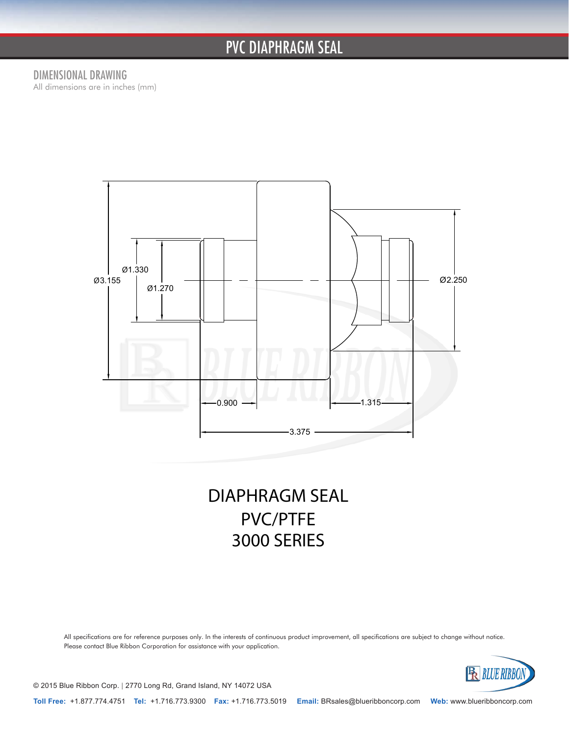# PVC DIAPHRAGM SEAL

## DIMENSIONAL DRAWING

All dimensions are in inches (mm)

Ø3.155

Ø1.330

Ø1.270

Ø2.250

0.900

1.315

3.375

DIAPHRAGM SEAL
PVC/PTFE
3000 SERIES

All specifications are for reference purposes only. In the interests of continuous product improvement, all specifications are subject to change without notice.
Please contact Blue Ribbon Corporation for assistance with your application.

© 2015 Blue Ribbon Corp. | 2770 Long Rd, Grand Island, NY 14072 USA

**Toll Free:** +1.877.774.4751 **Tel:** +1.716.773.9300 **Fax:** +1.716.773.5019 **Email:** BRsales@blueribboncorp.com **Web:** www.blueribboncorp.com